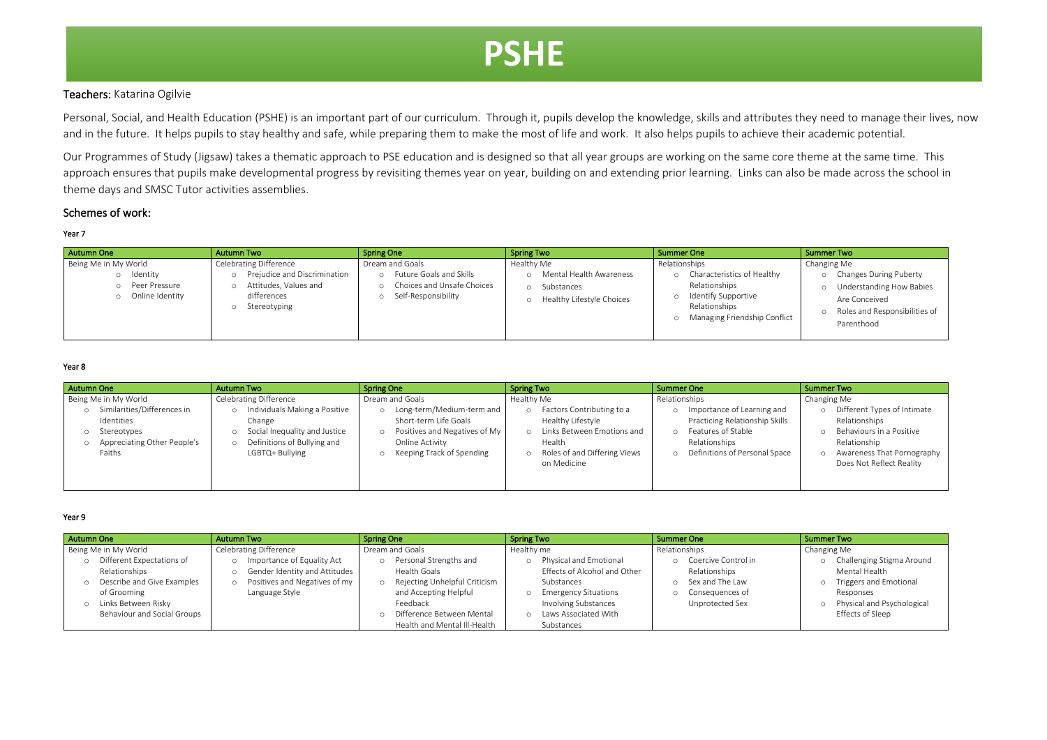# PSHE

**Teachers:** Katarina Ogilvie

Personal, Social, and Health Education (PSHE) is an important part of our curriculum. Through it, pupils develop the knowledge, skills and attributes they need to manage their lives, now and in the future. It helps pupils to stay healthy and safe, while preparing them to make the most of life and work. It also helps pupils to achieve their academic potential.

Our Programmes of Study (Jigsaw) takes a thematic approach to PSE education and is designed so that all year groups are working on the same core theme at the same time. This approach ensures that pupils make developmental progress by revisiting themes year on year, building on and extending prior learning. Links can also be made across the school in theme days and SMSC Tutor activities assemblies.

## Schemes of work:

**Year 7**

| Autumn One | Autumn Two | Spring One | Spring Two | Summer One | Summer Two |
|---|---|---|---|---|---|
| Being Me in My World<br>o Identity<br>o Peer Pressure<br>o Online Identity | Celebrating Difference<br>o Prejudice and Discrimination<br>o Attitudes, Values and differences<br>o Stereotyping | Dream and Goals<br>o Future Goals and Skills<br>o Choices and Unsafe Choices<br>o Self-Responsibility | Healthy Me<br>o Mental Health Awareness<br>o Substances<br>o Healthy Lifestyle Choices | Relationships<br>o Characteristics of Healthy Relationships<br>o Identify Supportive Relationships<br>o Managing Friendship Conflict | Changing Me<br>o Changes During Puberty<br>o Understanding How Babies Are Conceived<br>o Roles and Responsibilities of Parenthood |

**Year 8**

| Autumn One | Autumn Two | Spring One | Spring Two | Summer One | Summer Two |
|---|---|---|---|---|---|
| Being Me in My World<br>o Similarities/Differences in Identities<br>o Stereotypes<br>o Appreciating Other People's Faiths | Celebrating Difference<br>o Individuals Making a Positive Change<br>o Social Inequality and Justice<br>o Definitions of Bullying and LGBTQ+ Bullying | Dream and Goals<br>o Long-term/Medium-term and Short-term Life Goals<br>o Positives and Negatives of My Online Activity<br>o Keeping Track of Spending | Healthy Me<br>o Factors Contributing to a Healthy Lifestyle<br>o Links Between Emotions and Health<br>o Roles of and Differing Views on Medicine | Relationships<br>o Importance of Learning and Practicing Relationship Skills<br>o Features of Stable Relationships<br>o Definitions of Personal Space | Changing Me<br>o Different Types of Intimate Relationships<br>o Behaviours in a Positive Relationship<br>o Awareness That Pornography Does Not Reflect Reality |

**Year 9**

| Autumn One | Autumn Two | Spring One | Spring Two | Summer One | Summer Two |
|---|---|---|---|---|---|
| Being Me in My World<br>o Different Expectations of Relationships<br>o Describe and Give Examples of Grooming<br>o Links Between Risky Behaviour and Social Groups | Celebrating Difference<br>o Importance of Equality Act<br>o Gender Identity and Attitudes<br>o Positives and Negatives of my Language Style | Dream and Goals<br>o Personal Strengths and Health Goals<br>o Rejecting Unhelpful Criticism and Accepting Helpful Feedback<br>o Difference Between Mental Health and Mental Ill-Health | Healthy me<br>o Physical and Emotional Effects of Alcohol and Other Substances<br>o Emergency Situations Involving Substances<br>o Laws Associated With Substances | Relationships<br>o Coercive Control in Relationships<br>o Sex and The Law<br>o Consequences of Unprotected Sex | Changing Me<br>o Challenging Stigma Around Mental Health<br>o Triggers and Emotional Responses<br>o Physical and Psychological Effects of Sleep |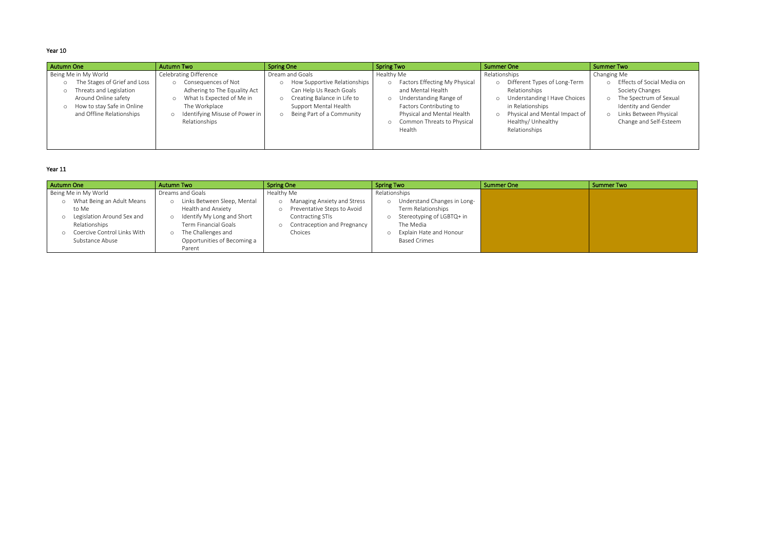## Year 10

| Autumn One | Autumn Two | Spring One | Spring Two | Summer One | Summer Two |
|---|---|---|---|---|---|
| Being Me in My World<br>o The Stages of Grief and Loss<br>o Threats and Legislation Around Online safety<br>o How to stay Safe in Online and Offline Relationships | Celebrating Difference<br>o Consequences of Not Adhering to The Equality Act<br>o What Is Expected of Me in The Workplace<br>o Identifying Misuse of Power in Relationships | Dream and Goals<br>o How Supportive Relationships Can Help Us Reach Goals<br>o Creating Balance in Life to Support Mental Health<br>o Being Part of a Community | Healthy Me<br>o Factors Effecting My Physical and Mental Health<br>o Understanding Range of Factors Contributing to Physical and Mental Health<br>o Common Threats to Physical Health | Relationships<br>o Different Types of Long-Term Relationships<br>o Understanding I Have Choices in Relationships<br>o Physical and Mental Impact of Healthy/ Unhealthy Relationships | Changing Me<br>o Effects of Social Media on Society Changes<br>o The Spectrum of Sexual Identity and Gender<br>o Links Between Physical Change and Self-Esteem |

## Year 11

| Autumn One | Autumn Two | Spring One | Spring Two | Summer One | Summer Two |
|---|---|---|---|---|---|
| Being Me in My World<br>o What Being an Adult Means to Me<br>o Legislation Around Sex and Relationships<br>o Coercive Control Links With Substance Abuse | Dreams and Goals<br>o Links Between Sleep, Mental Health and Anxiety<br>o Identify My Long and Short Term Financial Goals<br>o The Challenges and Opportunities of Becoming a Parent | Healthy Me<br>o Managing Anxiety and Stress<br>o Preventative Steps to Avoid Contracting STIs<br>o Contraception and Pregnancy Choices | Relationships<br>o Understand Changes in Long-Term Relationships<br>o Stereotyping of LGBTQ+ in The Media<br>o Explain Hate and Honour Based Crimes | | |